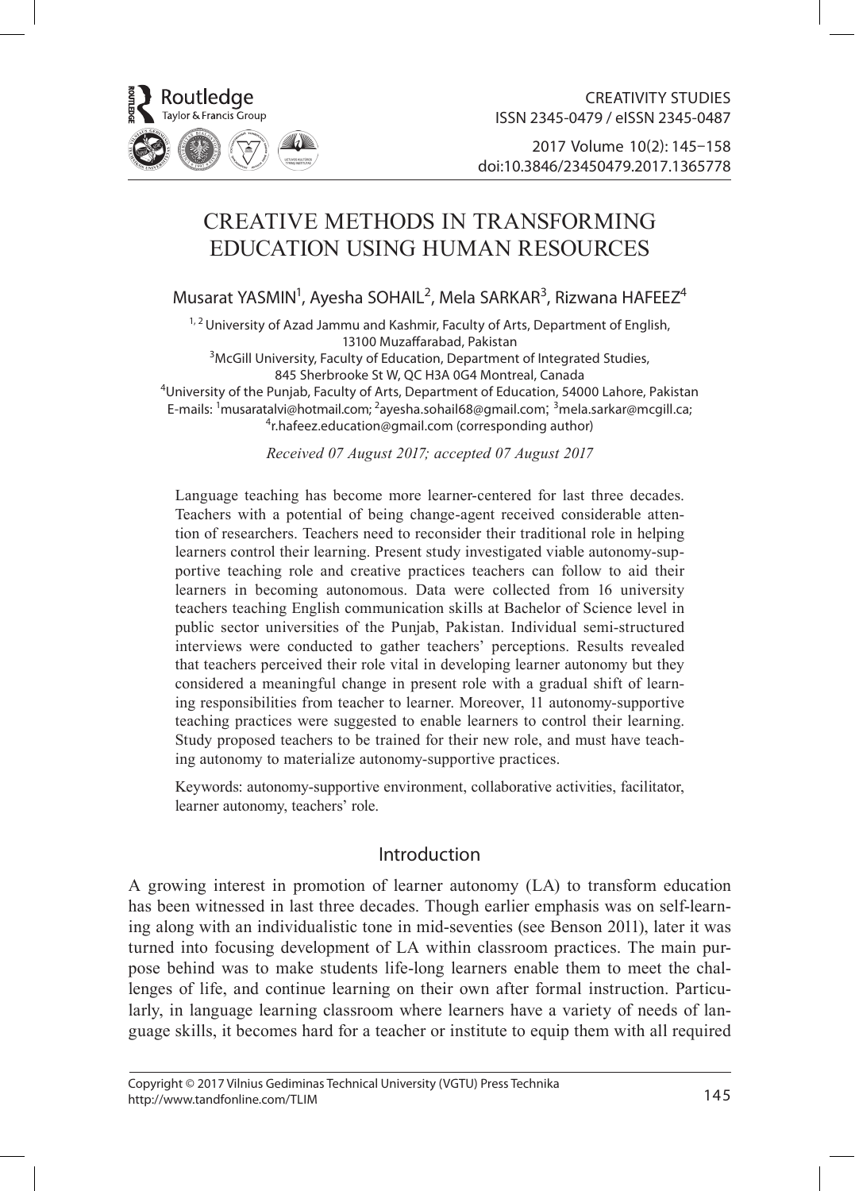# CREATIVE METHODS IN TRANSFORMING EDUCATION USING HUMAN RESOURCES

Musarat YASMIN[1], Ayesha SOHAIL[2], Mela SARKAR[3], Rizwana HAFEEZ[4]

[1, 2] University of Azad Jammu and Kashmir, Faculty of Arts, Department of English, 13100 Muzaffarabad, Pakistan
[3]McGill University, Faculty of Education, Department of Integrated Studies, 845 Sherbrooke St W, QC H3A 0G4 Montreal, Canada
[4]University of the Punjab, Faculty of Arts, Department of Education, 54000 Lahore, Pakistan
E-mails: [1]musaratalvi@hotmail.com; [2]ayesha.sohail68@gmail.com; [3]mela.sarkar@mcgill.ca; [4]r.hafeez.education@gmail.com (corresponding author)

*Received 07 August 2017; accepted 07 August 2017*

Language teaching has become more learner-centered for last three decades. Teachers with a potential of being change-agent received considerable attention of researchers. Teachers need to reconsider their traditional role in helping learners control their learning. Present study investigated viable autonomy-supportive teaching role and creative practices teachers can follow to aid their learners in becoming autonomous. Data were collected from 16 university teachers teaching English communication skills at Bachelor of Science level in public sector universities of the Punjab, Pakistan. Individual semi-structured interviews were conducted to gather teachers' perceptions. Results revealed that teachers perceived their role vital in developing learner autonomy but they considered a meaningful change in present role with a gradual shift of learning responsibilities from teacher to learner. Moreover, 11 autonomy-supportive teaching practices were suggested to enable learners to control their learning. Study proposed teachers to be trained for their new role, and must have teaching autonomy to materialize autonomy-supportive practices.

Keywords: autonomy-supportive environment, collaborative activities, facilitator, learner autonomy, teachers' role.

## Introduction

A growing interest in promotion of learner autonomy (LA) to transform education has been witnessed in last three decades. Though earlier emphasis was on self-learning along with an individualistic tone in mid-seventies (see Benson 2011), later it was turned into focusing development of LA within classroom practices. The main purpose behind was to make students life-long learners enable them to meet the challenges of life, and continue learning on their own after formal instruction. Particularly, in language learning classroom where learners have a variety of needs of language skills, it becomes hard for a teacher or institute to equip them with all required

Copyright © 2017 Vilnius Gediminas Technical University (VGTU) Press Technika
http://www.tandfonline.com/TLIM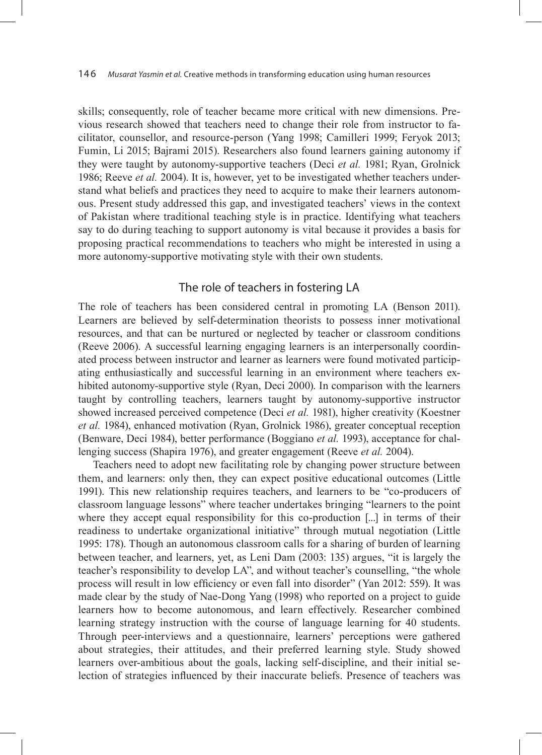skills; consequently, role of teacher became more critical with new dimensions. Previous research showed that teachers need to change their role from instructor to facilitator, counsellor, and resource-person (Yang 1998; Camilleri 1999; Feryok 2013; Fumin, Li 2015; Bajrami 2015). Researchers also found learners gaining autonomy if they were taught by autonomy-supportive teachers (Deci *et al.* 1981; Ryan, Grolnick 1986; Reeve *et al.* 2004). It is, however, yet to be investigated whether teachers understand what beliefs and practices they need to acquire to make their learners autonomous. Present study addressed this gap, and investigated teachers' views in the context of Pakistan where traditional teaching style is in practice. Identifying what teachers say to do during teaching to support autonomy is vital because it provides a basis for proposing practical recommendations to teachers who might be interested in using a more autonomy-supportive motivating style with their own students.

## The role of teachers in fostering LA

The role of teachers has been considered central in promoting LA (Benson 2011). Learners are believed by self-determination theorists to possess inner motivational resources, and that can be nurtured or neglected by teacher or classroom conditions (Reeve 2006). A successful learning engaging learners is an interpersonally coordinated process between instructor and learner as learners were found motivated participating enthusiastically and successful learning in an environment where teachers exhibited autonomy-supportive style (Ryan, Deci 2000). In comparison with the learners taught by controlling teachers, learners taught by autonomy-supportive instructor showed increased perceived competence (Deci *et al.* 1981), higher creativity (Koestner *et al.* 1984), enhanced motivation (Ryan, Grolnick 1986), greater conceptual reception (Benware, Deci 1984), better performance (Boggiano *et al.* 1993), acceptance for challenging success (Shapira 1976), and greater engagement (Reeve *et al.* 2004).

Teachers need to adopt new facilitating role by changing power structure between them, and learners: only then, they can expect positive educational outcomes (Little 1991). This new relationship requires teachers, and learners to be "co-producers of classroom language lessons" where teacher undertakes bringing "learners to the point where they accept equal responsibility for this co-production [...] in terms of their readiness to undertake organizational initiative" through mutual negotiation (Little 1995: 178). Though an autonomous classroom calls for a sharing of burden of learning between teacher, and learners, yet, as Leni Dam (2003: 135) argues, "it is largely the teacher's responsibility to develop LA", and without teacher's counselling, "the whole process will result in low efficiency or even fall into disorder" (Yan 2012: 559). It was made clear by the study of Nae-Dong Yang (1998) who reported on a project to guide learners how to become autonomous, and learn effectively. Researcher combined learning strategy instruction with the course of language learning for 40 students. Through peer-interviews and a questionnaire, learners' perceptions were gathered about strategies, their attitudes, and their preferred learning style. Study showed learners over-ambitious about the goals, lacking self-discipline, and their initial selection of strategies influenced by their inaccurate beliefs. Presence of teachers was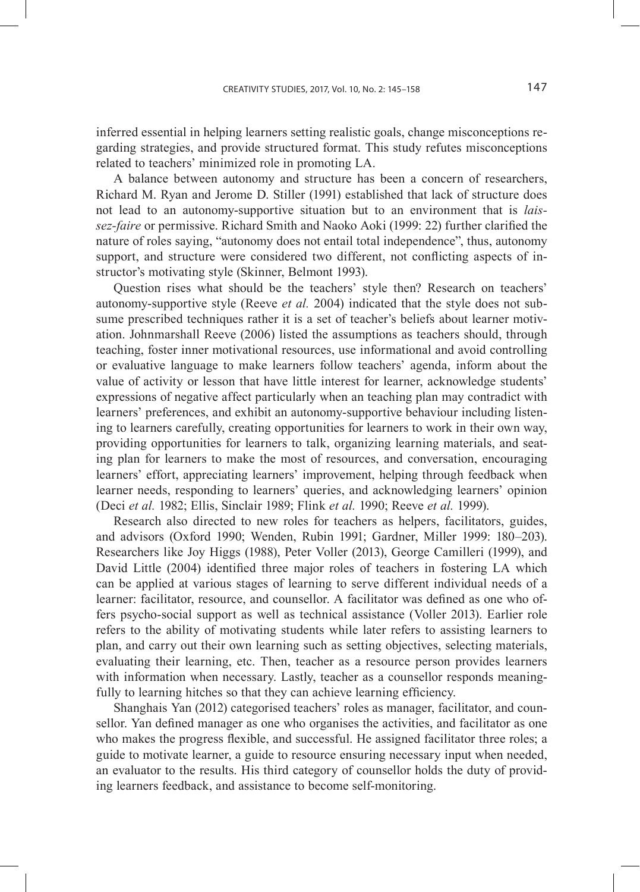inferred essential in helping learners setting realistic goals, change misconceptions regarding strategies, and provide structured format. This study refutes misconceptions related to teachers' minimized role in promoting LA.

A balance between autonomy and structure has been a concern of researchers, Richard M. Ryan and Jerome D. Stiller (1991) established that lack of structure does not lead to an autonomy-supportive situation but to an environment that is *laissez-faire* or permissive. Richard Smith and Naoko Aoki (1999: 22) further clarified the nature of roles saying, "autonomy does not entail total independence", thus, autonomy support, and structure were considered two different, not conflicting aspects of instructor's motivating style (Skinner, Belmont 1993).

Question rises what should be the teachers' style then? Research on teachers' autonomy-supportive style (Reeve *et al.* 2004) indicated that the style does not subsume prescribed techniques rather it is a set of teacher's beliefs about learner motivation. Johnmarshall Reeve (2006) listed the assumptions as teachers should, through teaching, foster inner motivational resources, use informational and avoid controlling or evaluative language to make learners follow teachers' agenda, inform about the value of activity or lesson that have little interest for learner, acknowledge students' expressions of negative affect particularly when an teaching plan may contradict with learners' preferences, and exhibit an autonomy-supportive behaviour including listening to learners carefully, creating opportunities for learners to work in their own way, providing opportunities for learners to talk, organizing learning materials, and seating plan for learners to make the most of resources, and conversation, encouraging learners' effort, appreciating learners' improvement, helping through feedback when learner needs, responding to learners' queries, and acknowledging learners' opinion (Deci *et al.* 1982; Ellis, Sinclair 1989; Flink *et al.* 1990; Reeve *et al.* 1999).

Research also directed to new roles for teachers as helpers, facilitators, guides, and advisors (Oxford 1990; Wenden, Rubin 1991; Gardner, Miller 1999: 180–203). Researchers like Joy Higgs (1988), Peter Voller (2013), George Camilleri (1999), and David Little (2004) identified three major roles of teachers in fostering LA which can be applied at various stages of learning to serve different individual needs of a learner: facilitator, resource, and counsellor. A facilitator was defined as one who offers psycho-social support as well as technical assistance (Voller 2013). Earlier role refers to the ability of motivating students while later refers to assisting learners to plan, and carry out their own learning such as setting objectives, selecting materials, evaluating their learning, etc. Then, teacher as a resource person provides learners with information when necessary. Lastly, teacher as a counsellor responds meaningfully to learning hitches so that they can achieve learning efficiency.

Shanghais Yan (2012) categorised teachers' roles as manager, facilitator, and counsellor. Yan defined manager as one who organises the activities, and facilitator as one who makes the progress flexible, and successful. He assigned facilitator three roles; a guide to motivate learner, a guide to resource ensuring necessary input when needed, an evaluator to the results. His third category of counsellor holds the duty of providing learners feedback, and assistance to become self-monitoring.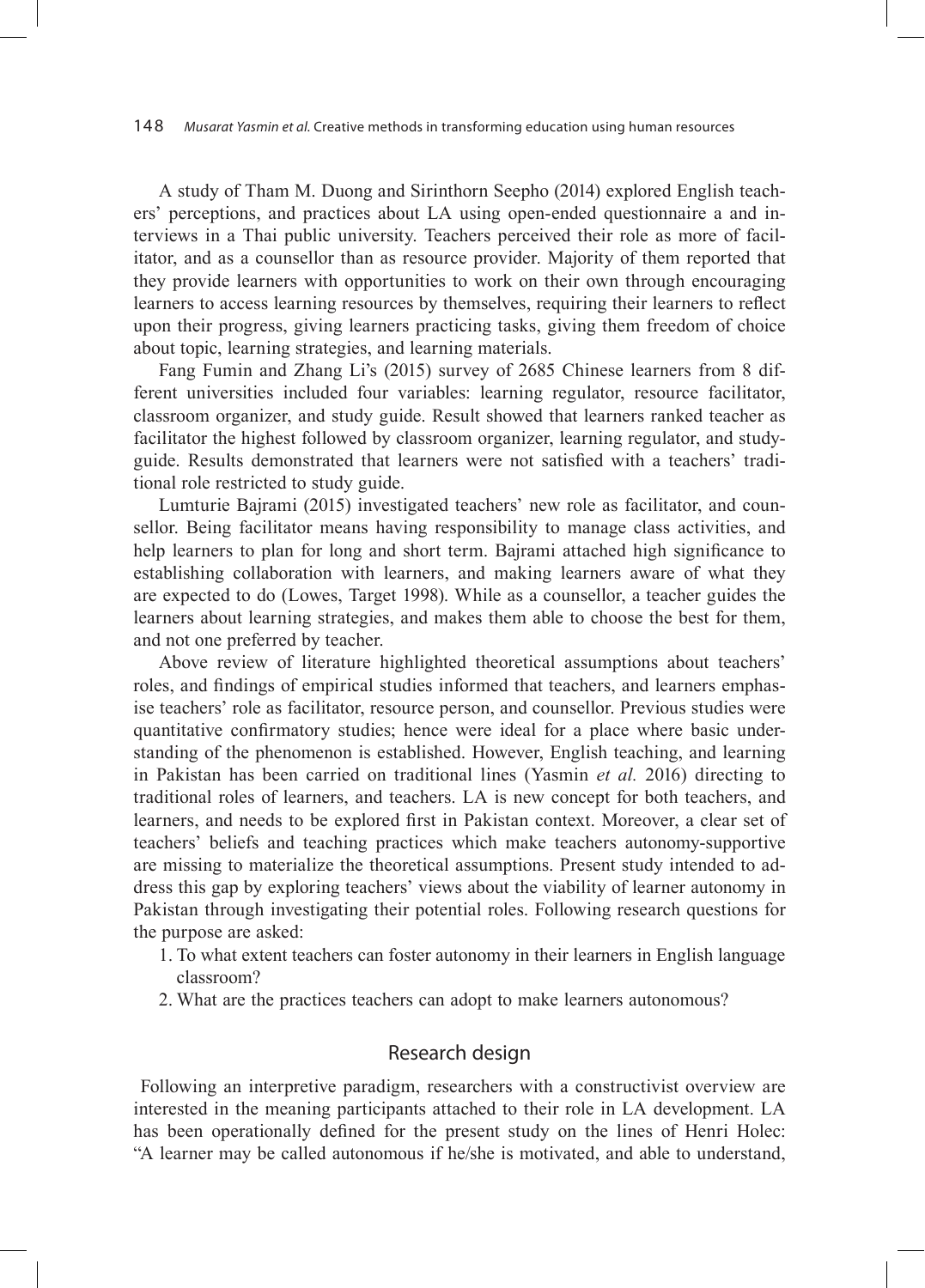A study of Tham M. Duong and Sirinthorn Seepho (2014) explored English teachers' perceptions, and practices about LA using open-ended questionnaire a and interviews in a Thai public university. Teachers perceived their role as more of facilitator, and as a counsellor than as resource provider. Majority of them reported that they provide learners with opportunities to work on their own through encouraging learners to access learning resources by themselves, requiring their learners to reflect upon their progress, giving learners practicing tasks, giving them freedom of choice about topic, learning strategies, and learning materials.

Fang Fumin and Zhang Li's (2015) survey of 2685 Chinese learners from 8 different universities included four variables: learning regulator, resource facilitator, classroom organizer, and study guide. Result showed that learners ranked teacher as facilitator the highest followed by classroom organizer, learning regulator, and study-guide. Results demonstrated that learners were not satisfied with a teachers' traditional role restricted to study guide.

Lumturie Bajrami (2015) investigated teachers' new role as facilitator, and counsellor. Being facilitator means having responsibility to manage class activities, and help learners to plan for long and short term. Bajrami attached high significance to establishing collaboration with learners, and making learners aware of what they are expected to do (Lowes, Target 1998). While as a counsellor, a teacher guides the learners about learning strategies, and makes them able to choose the best for them, and not one preferred by teacher.

Above review of literature highlighted theoretical assumptions about teachers' roles, and findings of empirical studies informed that teachers, and learners emphasise teachers' role as facilitator, resource person, and counsellor. Previous studies were quantitative confirmatory studies; hence were ideal for a place where basic understanding of the phenomenon is established. However, English teaching, and learning in Pakistan has been carried on traditional lines (Yasmin *et al.* 2016) directing to traditional roles of learners, and teachers. LA is new concept for both teachers, and learners, and needs to be explored first in Pakistan context. Moreover, a clear set of teachers' beliefs and teaching practices which make teachers autonomy-supportive are missing to materialize the theoretical assumptions. Present study intended to address this gap by exploring teachers' views about the viability of learner autonomy in Pakistan through investigating their potential roles. Following research questions for the purpose are asked:

1. To what extent teachers can foster autonomy in their learners in English language classroom?
2. What are the practices teachers can adopt to make learners autonomous?

## Research design

Following an interpretive paradigm, researchers with a constructivist overview are interested in the meaning participants attached to their role in LA development. LA has been operationally defined for the present study on the lines of Henri Holec: "A learner may be called autonomous if he/she is motivated, and able to understand,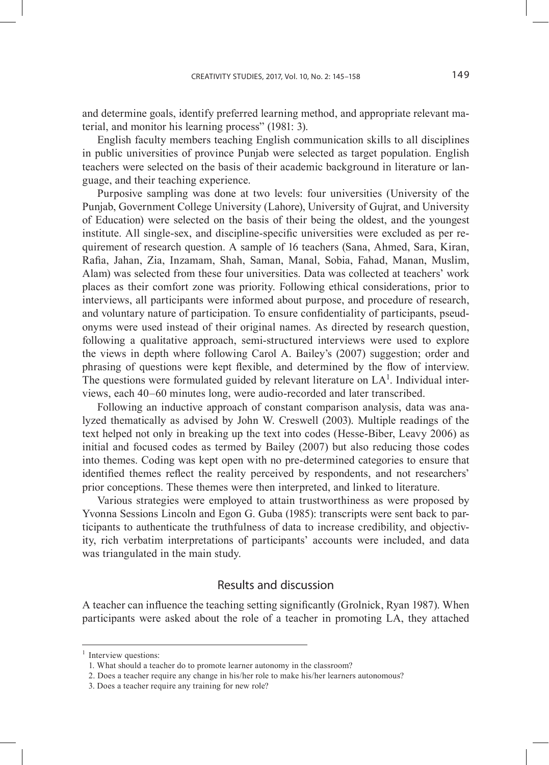and determine goals, identify preferred learning method, and appropriate relevant material, and monitor his learning process" (1981: 3).

English faculty members teaching English communication skills to all disciplines in public universities of province Punjab were selected as target population. English teachers were selected on the basis of their academic background in literature or language, and their teaching experience.

Purposive sampling was done at two levels: four universities (University of the Punjab, Government College University (Lahore), University of Gujrat, and University of Education) were selected on the basis of their being the oldest, and the youngest institute. All single-sex, and discipline-specific universities were excluded as per requirement of research question. A sample of 16 teachers (Sana, Ahmed, Sara, Kiran, Rafia, Jahan, Zia, Inzamam, Shah, Saman, Manal, Sobia, Fahad, Manan, Muslim, Alam) was selected from these four universities. Data was collected at teachers' work places as their comfort zone was priority. Following ethical considerations, prior to interviews, all participants were informed about purpose, and procedure of research, and voluntary nature of participation. To ensure confidentiality of participants, pseudonyms were used instead of their original names. As directed by research question, following a qualitative approach, semi-structured interviews were used to explore the views in depth where following Carol A. Bailey's (2007) suggestion; order and phrasing of questions were kept flexible, and determined by the flow of interview. The questions were formulated guided by relevant literature on LA[1]. Individual interviews, each 40–60 minutes long, were audio-recorded and later transcribed.

Following an inductive approach of constant comparison analysis, data was analyzed thematically as advised by John W. Creswell (2003). Multiple readings of the text helped not only in breaking up the text into codes (Hesse-Biber, Leavy 2006) as initial and focused codes as termed by Bailey (2007) but also reducing those codes into themes. Coding was kept open with no pre-determined categories to ensure that identified themes reflect the reality perceived by respondents, and not researchers' prior conceptions. These themes were then interpreted, and linked to literature.

Various strategies were employed to attain trustworthiness as were proposed by Yvonna Sessions Lincoln and Egon G. Guba (1985): transcripts were sent back to participants to authenticate the truthfulness of data to increase credibility, and objectivity, rich verbatim interpretations of participants' accounts were included, and data was triangulated in the main study.

## Results and discussion

A teacher can influence the teaching setting significantly (Grolnick, Ryan 1987). When participants were asked about the role of a teacher in promoting LA, they attached

---

[1] Interview questions:

1. What should a teacher do to promote learner autonomy in the classroom?
2. Does a teacher require any change in his/her role to make his/her learners autonomous?
3. Does a teacher require any training for new role?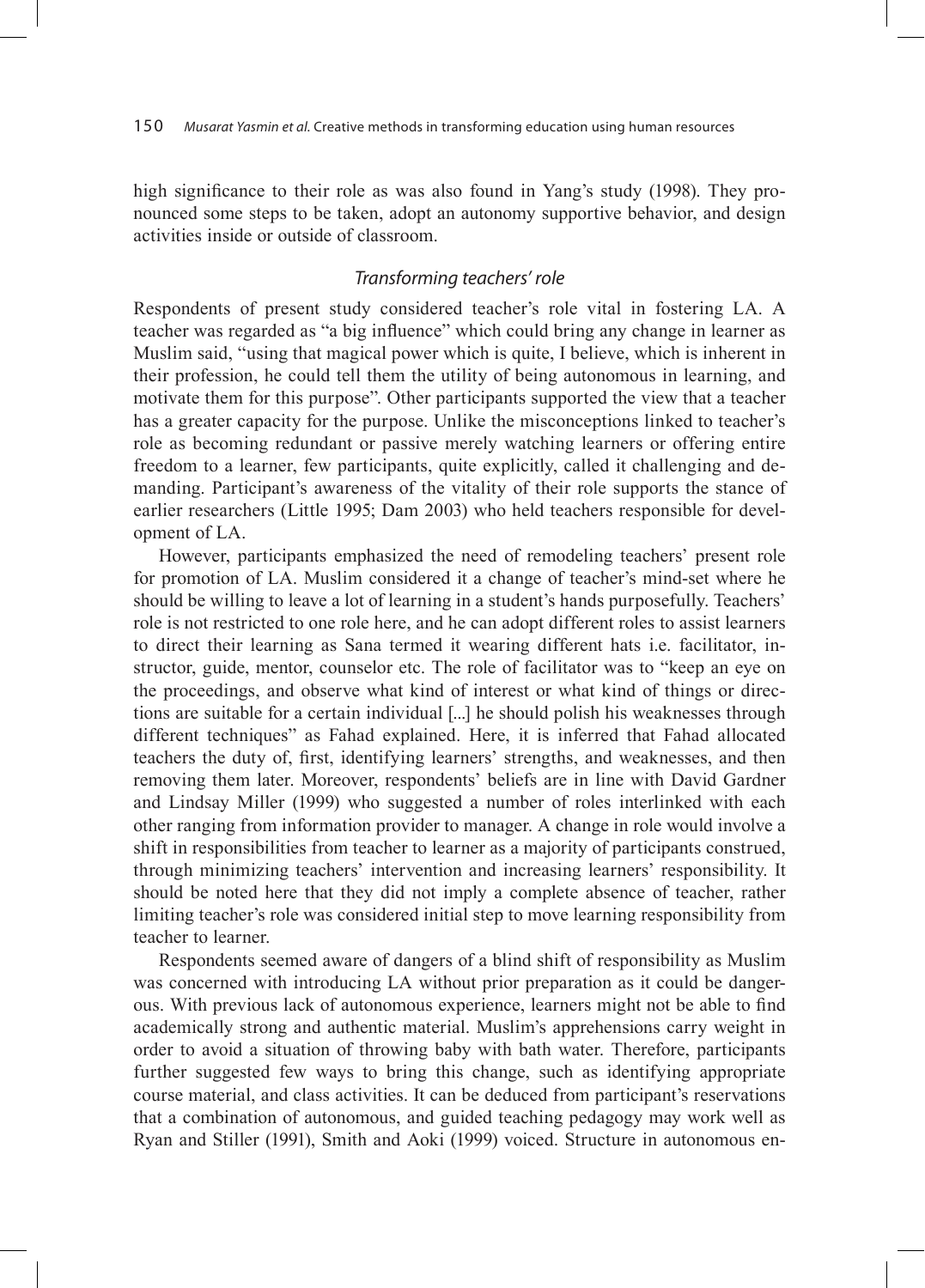high significance to their role as was also found in Yang's study (1998). They pronounced some steps to be taken, adopt an autonomy supportive behavior, and design activities inside or outside of classroom.

### *Transforming teachers' role*

Respondents of present study considered teacher's role vital in fostering LA. A teacher was regarded as "a big influence" which could bring any change in learner as Muslim said, "using that magical power which is quite, I believe, which is inherent in their profession, he could tell them the utility of being autonomous in learning, and motivate them for this purpose". Other participants supported the view that a teacher has a greater capacity for the purpose. Unlike the misconceptions linked to teacher's role as becoming redundant or passive merely watching learners or offering entire freedom to a learner, few participants, quite explicitly, called it challenging and demanding. Participant's awareness of the vitality of their role supports the stance of earlier researchers (Little 1995; Dam 2003) who held teachers responsible for development of LA.

However, participants emphasized the need of remodeling teachers' present role for promotion of LA. Muslim considered it a change of teacher's mind-set where he should be willing to leave a lot of learning in a student's hands purposefully. Teachers' role is not restricted to one role here, and he can adopt different roles to assist learners to direct their learning as Sana termed it wearing different hats i.e. facilitator, instructor, guide, mentor, counselor etc. The role of facilitator was to "keep an eye on the proceedings, and observe what kind of interest or what kind of things or directions are suitable for a certain individual [...] he should polish his weaknesses through different techniques" as Fahad explained. Here, it is inferred that Fahad allocated teachers the duty of, first, identifying learners' strengths, and weaknesses, and then removing them later. Moreover, respondents' beliefs are in line with David Gardner and Lindsay Miller (1999) who suggested a number of roles interlinked with each other ranging from information provider to manager. A change in role would involve a shift in responsibilities from teacher to learner as a majority of participants construed, through minimizing teachers' intervention and increasing learners' responsibility. It should be noted here that they did not imply a complete absence of teacher, rather limiting teacher's role was considered initial step to move learning responsibility from teacher to learner.

Respondents seemed aware of dangers of a blind shift of responsibility as Muslim was concerned with introducing LA without prior preparation as it could be dangerous. With previous lack of autonomous experience, learners might not be able to find academically strong and authentic material. Muslim's apprehensions carry weight in order to avoid a situation of throwing baby with bath water. Therefore, participants further suggested few ways to bring this change, such as identifying appropriate course material, and class activities. It can be deduced from participant's reservations that a combination of autonomous, and guided teaching pedagogy may work well as Ryan and Stiller (1991), Smith and Aoki (1999) voiced. Structure in autonomous en-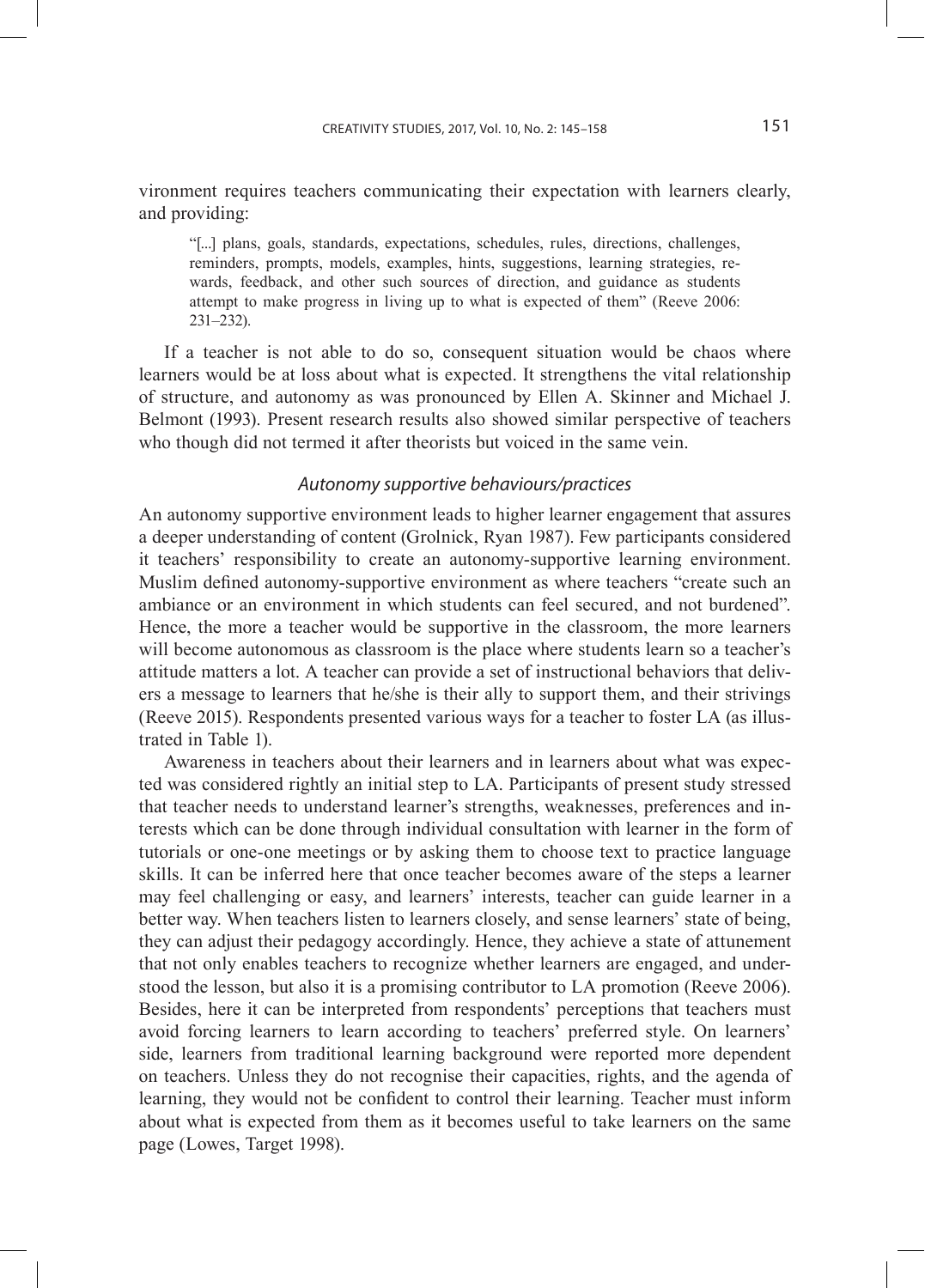vironment requires teachers communicating their expectation with learners clearly, and providing:

> "[...] plans, goals, standards, expectations, schedules, rules, directions, challenges, reminders, prompts, models, examples, hints, suggestions, learning strategies, rewards, feedback, and other such sources of direction, and guidance as students attempt to make progress in living up to what is expected of them" (Reeve 2006: 231–232).

If a teacher is not able to do so, consequent situation would be chaos where learners would be at loss about what is expected. It strengthens the vital relationship of structure, and autonomy as was pronounced by Ellen A. Skinner and Michael J. Belmont (1993). Present research results also showed similar perspective of teachers who though did not termed it after theorists but voiced in the same vein.

### *Autonomy supportive behaviours/practices*

An autonomy supportive environment leads to higher learner engagement that assures a deeper understanding of content (Grolnick, Ryan 1987). Few participants considered it teachers' responsibility to create an autonomy-supportive learning environment. Muslim defined autonomy-supportive environment as where teachers "create such an ambiance or an environment in which students can feel secured, and not burdened". Hence, the more a teacher would be supportive in the classroom, the more learners will become autonomous as classroom is the place where students learn so a teacher's attitude matters a lot. A teacher can provide a set of instructional behaviors that delivers a message to learners that he/she is their ally to support them, and their strivings (Reeve 2015). Respondents presented various ways for a teacher to foster LA (as illustrated in Table 1).

Awareness in teachers about their learners and in learners about what was expected was considered rightly an initial step to LA. Participants of present study stressed that teacher needs to understand learner's strengths, weaknesses, preferences and interests which can be done through individual consultation with learner in the form of tutorials or one-one meetings or by asking them to choose text to practice language skills. It can be inferred here that once teacher becomes aware of the steps a learner may feel challenging or easy, and learners' interests, teacher can guide learner in a better way. When teachers listen to learners closely, and sense learners' state of being, they can adjust their pedagogy accordingly. Hence, they achieve a state of attunement that not only enables teachers to recognize whether learners are engaged, and understood the lesson, but also it is a promising contributor to LA promotion (Reeve 2006). Besides, here it can be interpreted from respondents' perceptions that teachers must avoid forcing learners to learn according to teachers' preferred style. On learners' side, learners from traditional learning background were reported more dependent on teachers. Unless they do not recognise their capacities, rights, and the agenda of learning, they would not be confident to control their learning. Teacher must inform about what is expected from them as it becomes useful to take learners on the same page (Lowes, Target 1998).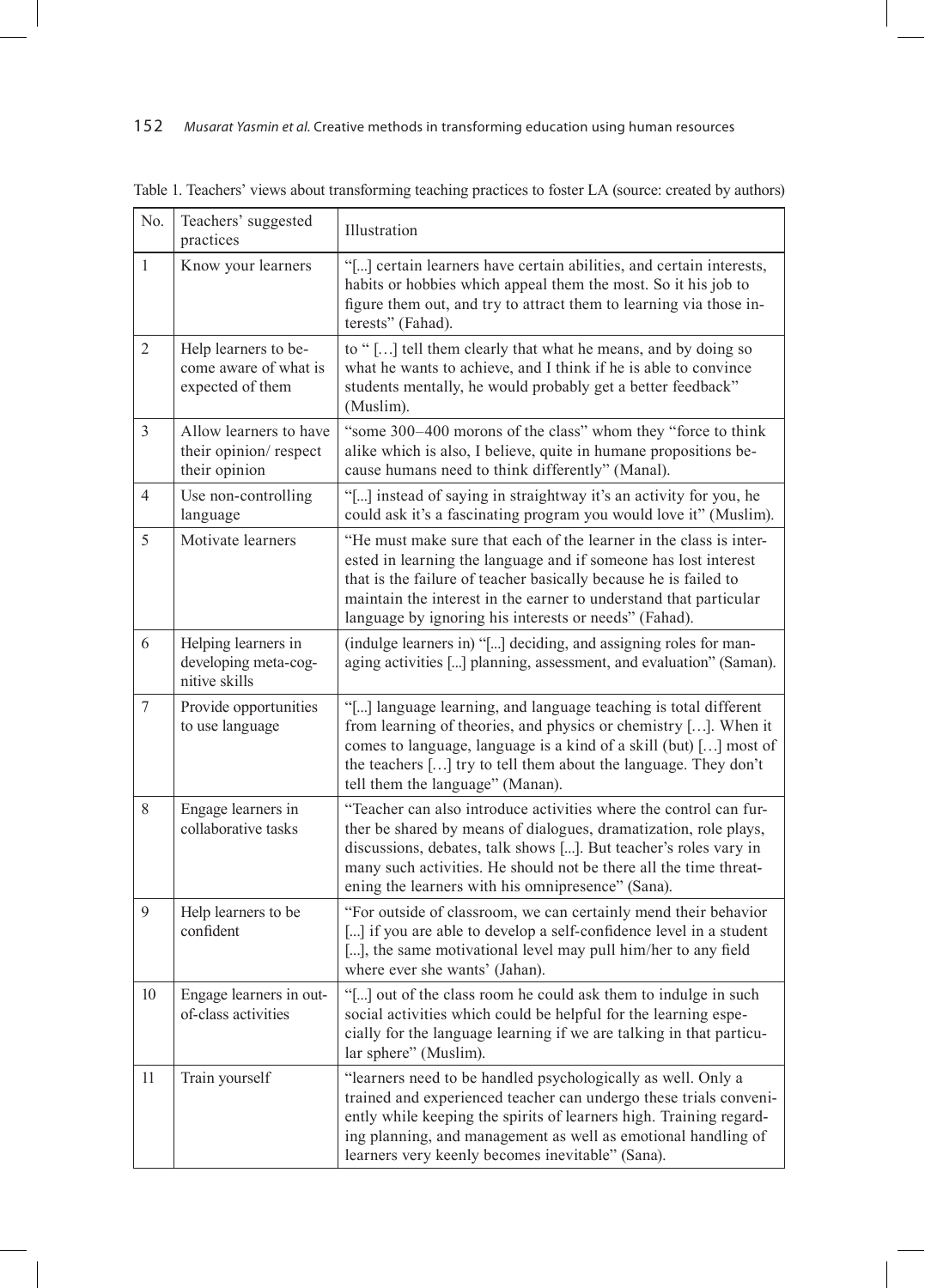Table 1. Teachers' views about transforming teaching practices to foster LA (source: created by authors)

| No. | Teachers' suggested practices | Illustration |
|---|---|---|
| 1 | Know your learners | "[...] certain learners have certain abilities, and certain interests, habits or hobbies which appeal them the most. So it his job to figure them out, and try to attract them to learning via those interests" (Fahad). |
| 2 | Help learners to become aware of what is expected of them | to " […] tell them clearly that what he means, and by doing so what he wants to achieve, and I think if he is able to convince students mentally, he would probably get a better feedback" (Muslim). |
| 3 | Allow learners to have their opinion/ respect their opinion | "some 300–400 morons of the class" whom they "force to think alike which is also, I believe, quite in humane propositions because humans need to think differently" (Manal). |
| 4 | Use non-controlling language | "[...] instead of saying in straightway it's an activity for you, he could ask it's a fascinating program you would love it" (Muslim). |
| 5 | Motivate learners | "He must make sure that each of the learner in the class is interested in learning the language and if someone has lost interest that is the failure of teacher basically because he is failed to maintain the interest in the earner to understand that particular language by ignoring his interests or needs" (Fahad). |
| 6 | Helping learners in developing meta-cognitive skills | (indulge learners in) "[...] deciding, and assigning roles for managing activities [...] planning, assessment, and evaluation" (Saman). |
| 7 | Provide opportunities to use language | "[...] language learning, and language teaching is total different from learning of theories, and physics or chemistry […]. When it comes to language, language is a kind of a skill (but) […] most of the teachers […] try to tell them about the language. They don't tell them the language" (Manan). |
| 8 | Engage learners in collaborative tasks | "Teacher can also introduce activities where the control can further be shared by means of dialogues, dramatization, role plays, discussions, debates, talk shows [...]. But teacher's roles vary in many such activities. He should not be there all the time threatening the learners with his omnipresence" (Sana). |
| 9 | Help learners to be confident | "For outside of classroom, we can certainly mend their behavior [...] if you are able to develop a self-confidence level in a student [...], the same motivational level may pull him/her to any field where ever she wants' (Jahan). |
| 10 | Engage learners in out-of-class activities | "[...] out of the class room he could ask them to indulge in such social activities which could be helpful for the learning especially for the language learning if we are talking in that particular sphere" (Muslim). |
| 11 | Train yourself | "learners need to be handled psychologically as well. Only a trained and experienced teacher can undergo these trials conveniently while keeping the spirits of learners high. Training regarding planning, and management as well as emotional handling of learners very keenly becomes inevitable" (Sana). |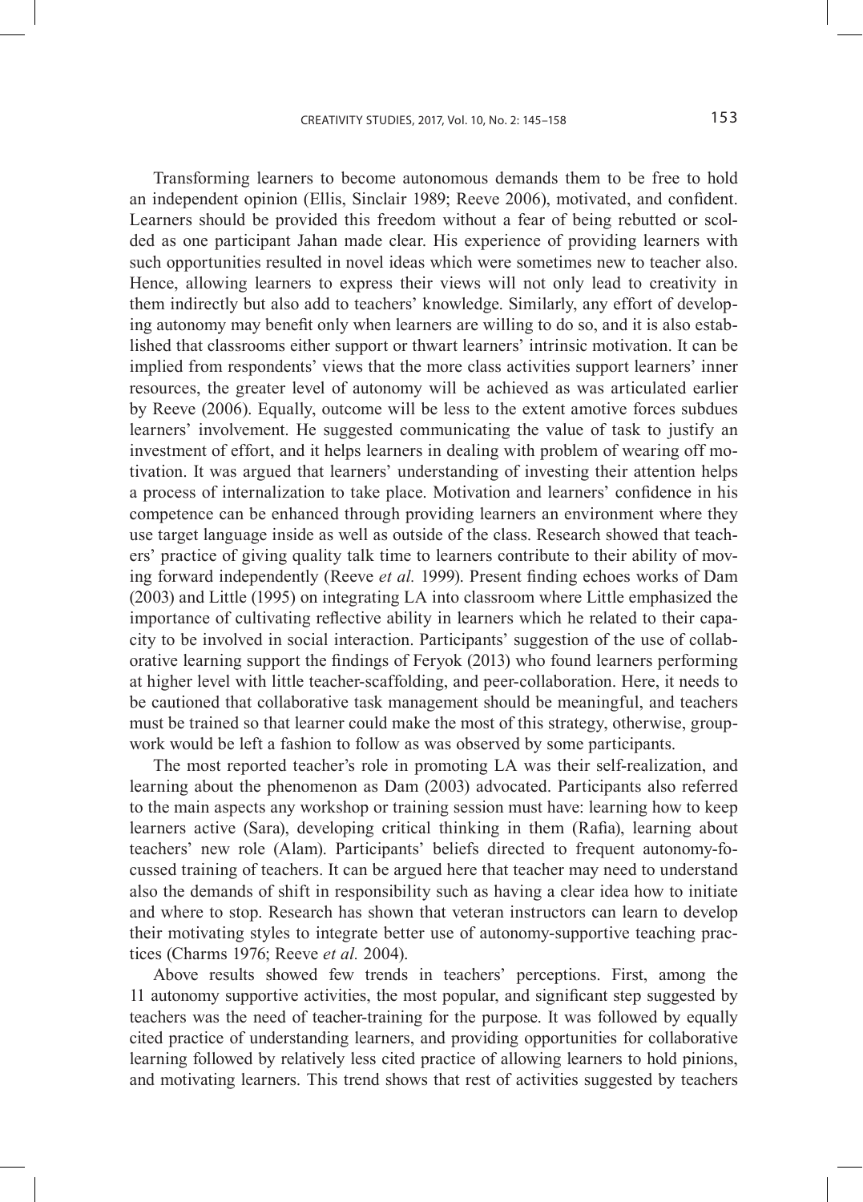Transforming learners to become autonomous demands them to be free to hold an independent opinion (Ellis, Sinclair 1989; Reeve 2006), motivated, and confident. Learners should be provided this freedom without a fear of being rebutted or scolded as one participant Jahan made clear. His experience of providing learners with such opportunities resulted in novel ideas which were sometimes new to teacher also. Hence, allowing learners to express their views will not only lead to creativity in them indirectly but also add to teachers' knowledge. Similarly, any effort of developing autonomy may benefit only when learners are willing to do so, and it is also established that classrooms either support or thwart learners' intrinsic motivation. It can be implied from respondents' views that the more class activities support learners' inner resources, the greater level of autonomy will be achieved as was articulated earlier by Reeve (2006). Equally, outcome will be less to the extent amotive forces subdues learners' involvement. He suggested communicating the value of task to justify an investment of effort, and it helps learners in dealing with problem of wearing off motivation. It was argued that learners' understanding of investing their attention helps a process of internalization to take place. Motivation and learners' confidence in his competence can be enhanced through providing learners an environment where they use target language inside as well as outside of the class. Research showed that teachers' practice of giving quality talk time to learners contribute to their ability of moving forward independently (Reeve *et al.* 1999). Present finding echoes works of Dam (2003) and Little (1995) on integrating LA into classroom where Little emphasized the importance of cultivating reflective ability in learners which he related to their capacity to be involved in social interaction. Participants' suggestion of the use of collaborative learning support the findings of Feryok (2013) who found learners performing at higher level with little teacher-scaffolding, and peer-collaboration. Here, it needs to be cautioned that collaborative task management should be meaningful, and teachers must be trained so that learner could make the most of this strategy, otherwise, group-work would be left a fashion to follow as was observed by some participants.

The most reported teacher's role in promoting LA was their self-realization, and learning about the phenomenon as Dam (2003) advocated. Participants also referred to the main aspects any workshop or training session must have: learning how to keep learners active (Sara), developing critical thinking in them (Rafia), learning about teachers' new role (Alam). Participants' beliefs directed to frequent autonomy-focussed training of teachers. It can be argued here that teacher may need to understand also the demands of shift in responsibility such as having a clear idea how to initiate and where to stop. Research has shown that veteran instructors can learn to develop their motivating styles to integrate better use of autonomy-supportive teaching practices (Charms 1976; Reeve *et al.* 2004).

Above results showed few trends in teachers' perceptions. First, among the 11 autonomy supportive activities, the most popular, and significant step suggested by teachers was the need of teacher-training for the purpose. It was followed by equally cited practice of understanding learners, and providing opportunities for collaborative learning followed by relatively less cited practice of allowing learners to hold pinions, and motivating learners. This trend shows that rest of activities suggested by teachers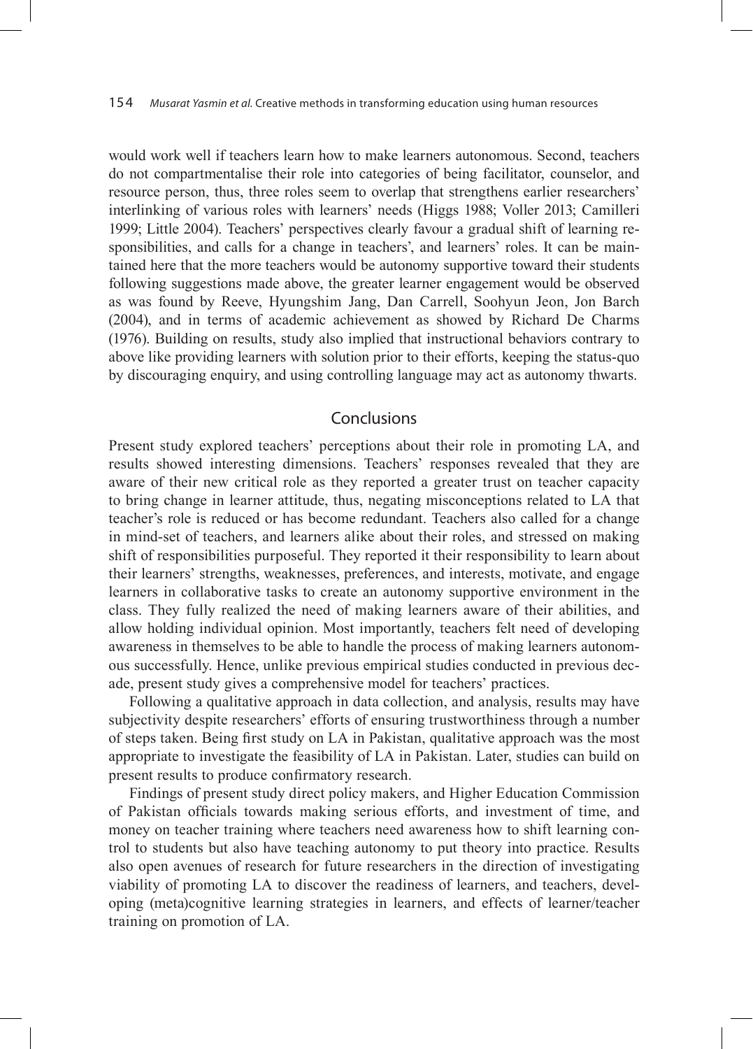would work well if teachers learn how to make learners autonomous. Second, teachers do not compartmentalise their role into categories of being facilitator, counselor, and resource person, thus, three roles seem to overlap that strengthens earlier researchers' interlinking of various roles with learners' needs (Higgs 1988; Voller 2013; Camilleri 1999; Little 2004). Teachers' perspectives clearly favour a gradual shift of learning responsibilities, and calls for a change in teachers', and learners' roles. It can be maintained here that the more teachers would be autonomy supportive toward their students following suggestions made above, the greater learner engagement would be observed as was found by Reeve, Hyungshim Jang, Dan Carrell, Soohyun Jeon, Jon Barch (2004), and in terms of academic achievement as showed by Richard De Charms (1976). Building on results, study also implied that instructional behaviors contrary to above like providing learners with solution prior to their efforts, keeping the status-quo by discouraging enquiry, and using controlling language may act as autonomy thwarts.

## Conclusions

Present study explored teachers' perceptions about their role in promoting LA, and results showed interesting dimensions. Teachers' responses revealed that they are aware of their new critical role as they reported a greater trust on teacher capacity to bring change in learner attitude, thus, negating misconceptions related to LA that teacher's role is reduced or has become redundant. Teachers also called for a change in mind-set of teachers, and learners alike about their roles, and stressed on making shift of responsibilities purposeful. They reported it their responsibility to learn about their learners' strengths, weaknesses, preferences, and interests, motivate, and engage learners in collaborative tasks to create an autonomy supportive environment in the class. They fully realized the need of making learners aware of their abilities, and allow holding individual opinion. Most importantly, teachers felt need of developing awareness in themselves to be able to handle the process of making learners autonomous successfully. Hence, unlike previous empirical studies conducted in previous decade, present study gives a comprehensive model for teachers' practices.

Following a qualitative approach in data collection, and analysis, results may have subjectivity despite researchers' efforts of ensuring trustworthiness through a number of steps taken. Being first study on LA in Pakistan, qualitative approach was the most appropriate to investigate the feasibility of LA in Pakistan. Later, studies can build on present results to produce confirmatory research.

Findings of present study direct policy makers, and Higher Education Commission of Pakistan officials towards making serious efforts, and investment of time, and money on teacher training where teachers need awareness how to shift learning control to students but also have teaching autonomy to put theory into practice. Results also open avenues of research for future researchers in the direction of investigating viability of promoting LA to discover the readiness of learners, and teachers, developing (meta)cognitive learning strategies in learners, and effects of learner/teacher training on promotion of LA.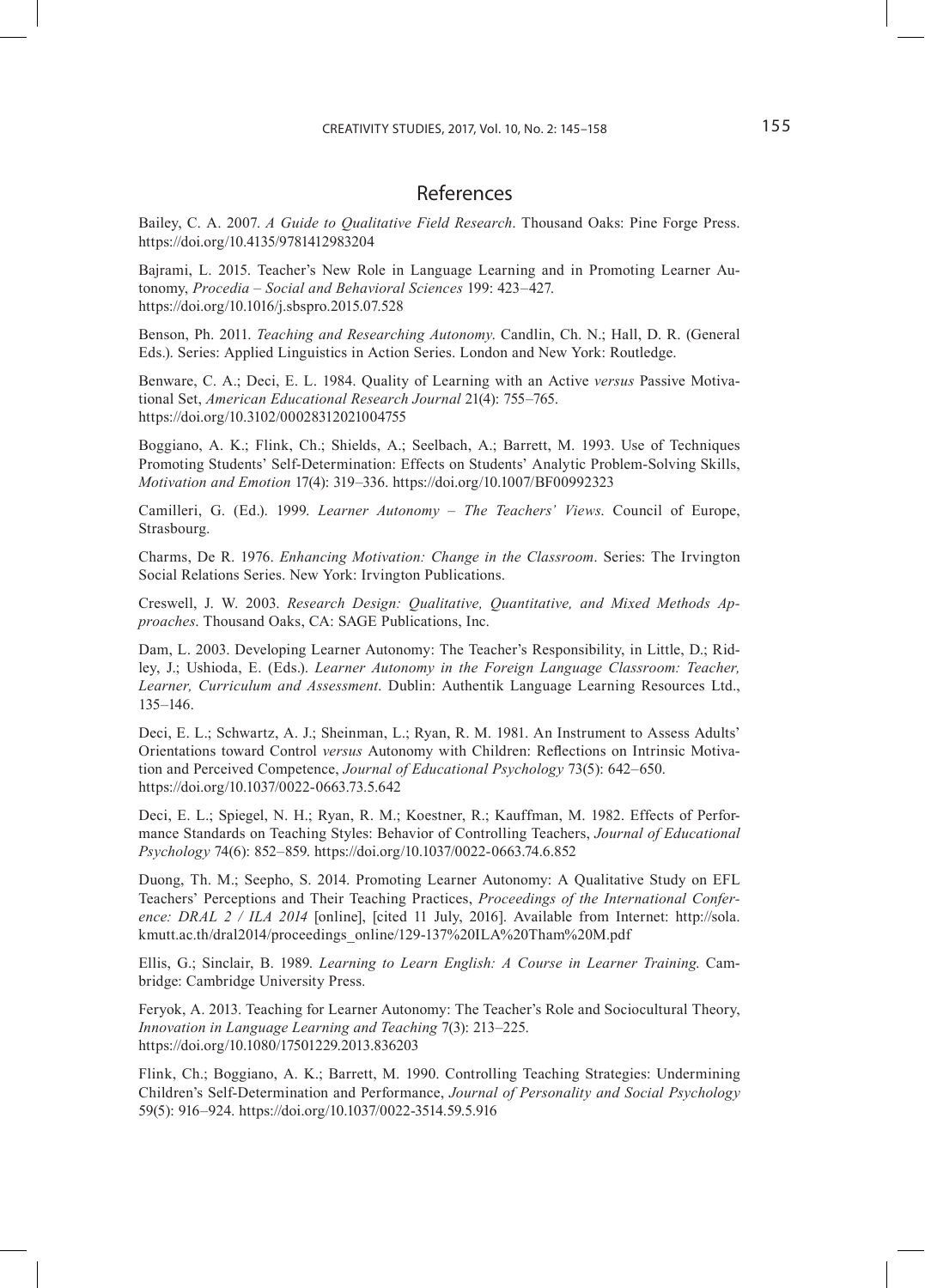## References

Bailey, C. A. 2007. *A Guide to Qualitative Field Research*. Thousand Oaks: Pine Forge Press. https://doi.org/10.4135/9781412983204

Bajrami, L. 2015. Teacher's New Role in Language Learning and in Promoting Learner Autonomy, *Procedia – Social and Behavioral Sciences* 199: 423–427. https://doi.org/10.1016/j.sbspro.2015.07.528

Benson, Ph. 2011. *Teaching and Researching Autonomy*. Candlin, Ch. N.; Hall, D. R. (General Eds.). Series: Applied Linguistics in Action Series. London and New York: Routledge.

Benware, C. A.; Deci, E. L. 1984. Quality of Learning with an Active *versus* Passive Motivational Set, *American Educational Research Journal* 21(4): 755–765. https://doi.org/10.3102/00028312021004755

Boggiano, A. K.; Flink, Ch.; Shields, A.; Seelbach, A.; Barrett, M. 1993. Use of Techniques Promoting Students' Self-Determination: Effects on Students' Analytic Problem-Solving Skills, *Motivation and Emotion* 17(4): 319–336. https://doi.org/10.1007/BF00992323

Camilleri, G. (Ed.). 1999. *Learner Autonomy – The Teachers' Views*. Council of Europe, Strasbourg.

Charms, De R. 1976. *Enhancing Motivation: Change in the Classroom*. Series: The Irvington Social Relations Series. New York: Irvington Publications.

Creswell, J. W. 2003. *Research Design: Qualitative, Quantitative, and Mixed Methods Approaches*. Thousand Oaks, CA: SAGE Publications, Inc.

Dam, L. 2003. Developing Learner Autonomy: The Teacher's Responsibility, in Little, D.; Ridley, J.; Ushioda, E. (Eds.). *Learner Autonomy in the Foreign Language Classroom: Teacher, Learner, Curriculum and Assessment*. Dublin: Authentik Language Learning Resources Ltd., 135–146.

Deci, E. L.; Schwartz, A. J.; Sheinman, L.; Ryan, R. M. 1981. An Instrument to Assess Adults' Orientations toward Control *versus* Autonomy with Children: Reflections on Intrinsic Motivation and Perceived Competence, *Journal of Educational Psychology* 73(5): 642–650. https://doi.org/10.1037/0022-0663.73.5.642

Deci, E. L.; Spiegel, N. H.; Ryan, R. M.; Koestner, R.; Kauffman, M. 1982. Effects of Performance Standards on Teaching Styles: Behavior of Controlling Teachers, *Journal of Educational Psychology* 74(6): 852–859. https://doi.org/10.1037/0022-0663.74.6.852

Duong, Th. M.; Seepho, S. 2014. Promoting Learner Autonomy: A Qualitative Study on EFL Teachers' Perceptions and Their Teaching Practices, *Proceedings of the International Conference: DRAL 2 / ILA 2014* [online], [cited 11 July, 2016]. Available from Internet: http://sola.kmutt.ac.th/dral2014/proceedings_online/129-137%20ILA%20Tham%20M.pdf

Ellis, G.; Sinclair, B. 1989. *Learning to Learn English: A Course in Learner Training*. Cambridge: Cambridge University Press.

Feryok, A. 2013. Teaching for Learner Autonomy: The Teacher's Role and Sociocultural Theory, *Innovation in Language Learning and Teaching* 7(3): 213–225. https://doi.org/10.1080/17501229.2013.836203

Flink, Ch.; Boggiano, A. K.; Barrett, M. 1990. Controlling Teaching Strategies: Undermining Children's Self-Determination and Performance, *Journal of Personality and Social Psychology* 59(5): 916–924. https://doi.org/10.1037/0022-3514.59.5.916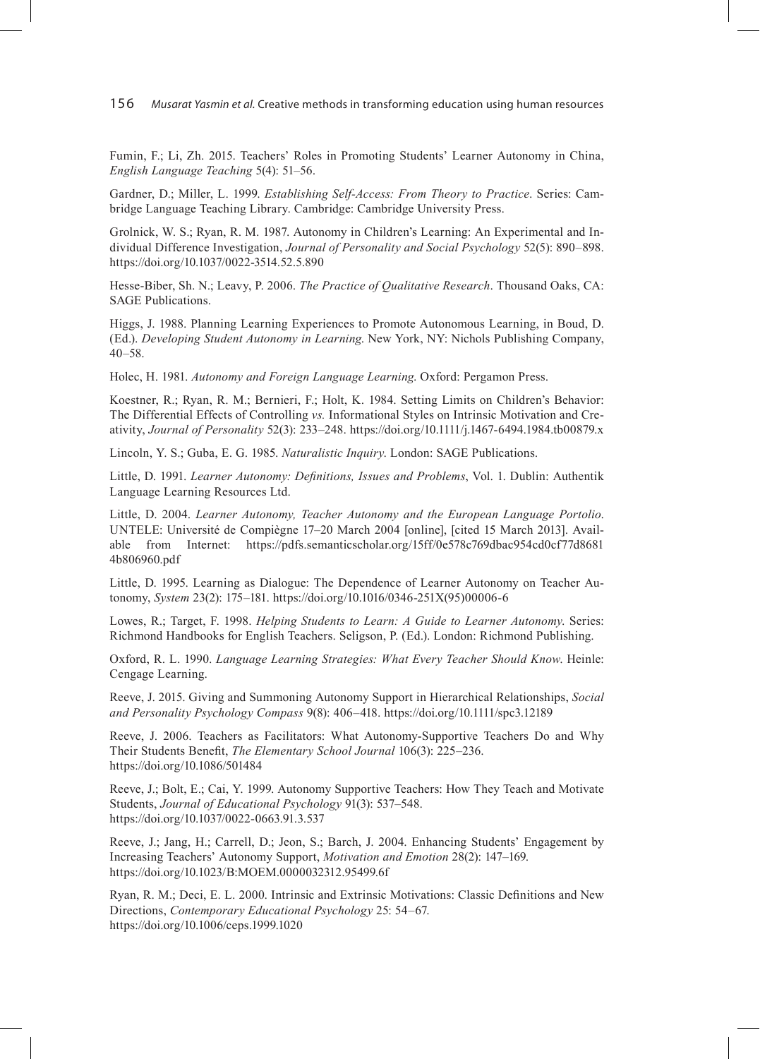Fumin, F.; Li, Zh. 2015. Teachers' Roles in Promoting Students' Learner Autonomy in China, *English Language Teaching* 5(4): 51–56.

Gardner, D.; Miller, L. 1999. *Establishing Self-Access: From Theory to Practice*. Series: Cambridge Language Teaching Library. Cambridge: Cambridge University Press.

Grolnick, W. S.; Ryan, R. M. 1987. Autonomy in Children's Learning: An Experimental and Individual Difference Investigation, *Journal of Personality and Social Psychology* 52(5): 890–898. https://doi.org/10.1037/0022-3514.52.5.890

Hesse-Biber, Sh. N.; Leavy, P. 2006. *The Practice of Qualitative Research*. Thousand Oaks, CA: SAGE Publications.

Higgs, J. 1988. Planning Learning Experiences to Promote Autonomous Learning, in Boud, D. (Ed.). *Developing Student Autonomy in Learning*. New York, NY: Nichols Publishing Company, 40–58.

Holec, H. 1981. *Autonomy and Foreign Language Learning*. Oxford: Pergamon Press.

Koestner, R.; Ryan, R. M.; Bernieri, F.; Holt, K. 1984. Setting Limits on Children's Behavior: The Differential Effects of Controlling *vs.* Informational Styles on Intrinsic Motivation and Creativity, *Journal of Personality* 52(3): 233–248. https://doi.org/10.1111/j.1467-6494.1984.tb00879.x

Lincoln, Y. S.; Guba, E. G. 1985. *Naturalistic Inquiry*. London: SAGE Publications.

Little, D. 1991. *Learner Autonomy: Definitions, Issues and Problems*, Vol. 1. Dublin: Authentik Language Learning Resources Ltd.

Little, D. 2004. *Learner Autonomy, Teacher Autonomy and the European Language Portolio*. UNTELE: Université de Compiègne 17–20 March 2004 [online], [cited 15 March 2013]. Available from Internet: https://pdfs.semanticscholar.org/15ff/0e578c769dbac954cd0cf77d86814b806960.pdf

Little, D. 1995. Learning as Dialogue: The Dependence of Learner Autonomy on Teacher Autonomy, *System* 23(2): 175–181. https://doi.org/10.1016/0346-251X(95)00006-6

Lowes, R.; Target, F. 1998. *Helping Students to Learn: A Guide to Learner Autonomy*. Series: Richmond Handbooks for English Teachers. Seligson, P. (Ed.). London: Richmond Publishing.

Oxford, R. L. 1990. *Language Learning Strategies: What Every Teacher Should Know*. Heinle: Cengage Learning.

Reeve, J. 2015. Giving and Summoning Autonomy Support in Hierarchical Relationships, *Social and Personality Psychology Compass* 9(8): 406–418. https://doi.org/10.1111/spc3.12189

Reeve, J. 2006. Teachers as Facilitators: What Autonomy-Supportive Teachers Do and Why Their Students Benefit, *The Elementary School Journal* 106(3): 225–236. https://doi.org/10.1086/501484

Reeve, J.; Bolt, E.; Cai, Y. 1999. Autonomy Supportive Teachers: How They Teach and Motivate Students, *Journal of Educational Psychology* 91(3): 537–548. https://doi.org/10.1037/0022-0663.91.3.537

Reeve, J.; Jang, H.; Carrell, D.; Jeon, S.; Barch, J. 2004. Enhancing Students' Engagement by Increasing Teachers' Autonomy Support, *Motivation and Emotion* 28(2): 147–169. https://doi.org/10.1023/B:MOEM.0000032312.95499.6f

Ryan, R. M.; Deci, E. L. 2000. Intrinsic and Extrinsic Motivations: Classic Definitions and New Directions, *Contemporary Educational Psychology* 25: 54–67. https://doi.org/10.1006/ceps.1999.1020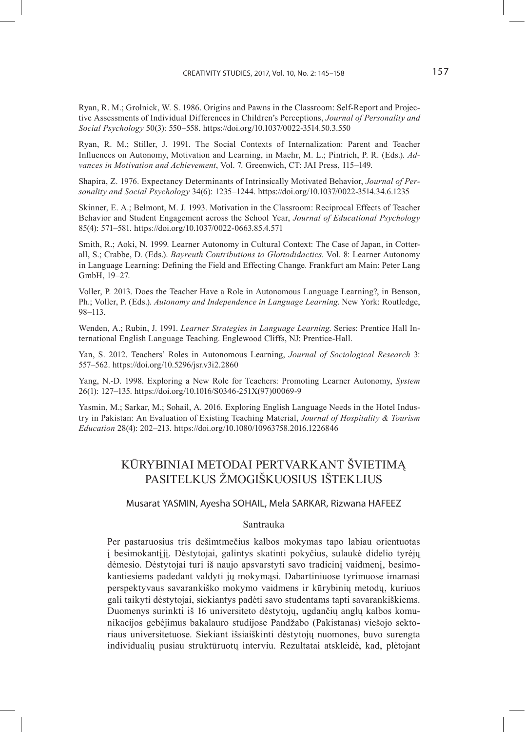Ryan, R. M.; Grolnick, W. S. 1986. Origins and Pawns in the Classroom: Self-Report and Projective Assessments of Individual Differences in Children's Perceptions, *Journal of Personality and Social Psychology* 50(3): 550–558. https://doi.org/10.1037/0022-3514.50.3.550

Ryan, R. M.; Stiller, J. 1991. The Social Contexts of Internalization: Parent and Teacher Influences on Autonomy, Motivation and Learning, in Maehr, M. L.; Pintrich, P. R. (Eds.). *Advances in Motivation and Achievement*, Vol. 7. Greenwich, CT: JAI Press, 115–149.

Shapira, Z. 1976. Expectancy Determinants of Intrinsically Motivated Behavior, *Journal of Personality and Social Psychology* 34(6): 1235–1244. https://doi.org/10.1037/0022-3514.34.6.1235

Skinner, E. A.; Belmont, M. J. 1993. Motivation in the Classroom: Reciprocal Effects of Teacher Behavior and Student Engagement across the School Year, *Journal of Educational Psychology* 85(4): 571–581. https://doi.org/10.1037/0022-0663.85.4.571

Smith, R.; Aoki, N. 1999. Learner Autonomy in Cultural Context: The Case of Japan, in Cotterall, S.; Crabbe, D. (Eds.). *Bayreuth Contributions to Glottodidactics*. Vol. 8: Learner Autonomy in Language Learning: Defining the Field and Effecting Change. Frankfurt am Main: Peter Lang GmbH, 19–27.

Voller, P. 2013. Does the Teacher Have a Role in Autonomous Language Learning?, in Benson, Ph.; Voller, P. (Eds.). *Autonomy and Independence in Language Learning.* New York: Routledge, 98–113.

Wenden, A.; Rubin, J. 1991. *Learner Strategies in Language Learning.* Series: Prentice Hall International English Language Teaching. Englewood Cliffs, NJ: Prentice-Hall.

Yan, S. 2012. Teachers' Roles in Autonomous Learning, *Journal of Sociological Research* 3: 557–562. https://doi.org/10.5296/jsr.v3i2.2860

Yang, N.-D. 1998. Exploring a New Role for Teachers: Promoting Learner Autonomy, *System* 26(1): 127–135. https://doi.org/10.1016/S0346-251X(97)00069-9

Yasmin, M.; Sarkar, M.; Sohail, A. 2016. Exploring English Language Needs in the Hotel Industry in Pakistan: An Evaluation of Existing Teaching Material, *Journal of Hospitality & Tourism Education* 28(4): 202–213. https://doi.org/10.1080/10963758.2016.1226846

# KŪRYBINIAI METODAI PERTVARKANT ŠVIETIMĄ PASITELKUS ŽMOGIŠKUOSIUS IŠTEKLIUS

Musarat YASMIN, Ayesha SOHAIL, Mela SARKAR, Rizwana HAFEEZ

## Santrauka

Per pastaruosius tris dešimtmečius kalbos mokymas tapo labiau orientuotas į besimokantįjį. Dėstytojai, galintys skatinti pokyčius, sulaukė didelio tyrėjų dėmesio. Dėstytojai turi iš naujo apsvarstyti savo tradicinį vaidmenį, besimokantiesiems padedant valdyti jų mokymąsi. Dabartiniuose tyrimuose imamasi perspektyvaus savarankiško mokymo vaidmens ir kūrybinių metodų, kuriuos gali taikyti dėstytojai, siekiantys padėti savo studentams tapti savarankiškiems. Duomenys surinkti iš 16 universiteto dėstytojų, ugdančių anglų kalbos komunikacijos gebėjimus bakalauro studijose Pandžabo (Pakistanas) viešojo sektoriaus universitetuose. Siekiant išsiaiškinti dėstytojų nuomones, buvo surengta individualių pusiau struktūruotų interviu. Rezultatai atskleidė, kad, plėtojant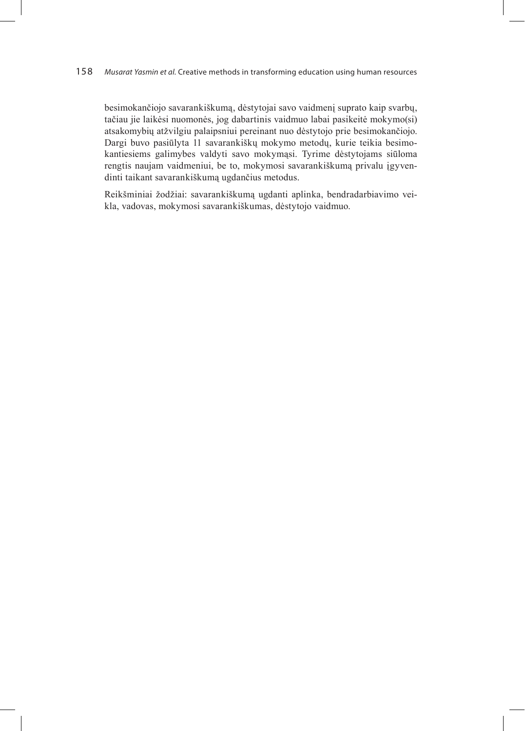besimokančiojo savarankiškumą, dėstytojai savo vaidmenį suprato kaip svarbų, tačiau jie laikėsi nuomonės, jog dabartinis vaidmuo labai pasikeitė mokymo(si) atsakomybių atžvilgiu palaipsniui pereinant nuo dėstytojo prie besimokančiojo. Dargi buvo pasiūlyta 11 savarankiškų mokymo metodų, kurie teikia besimokantiesiems galimybes valdyti savo mokymąsi. Tyrime dėstytojams siūloma rengtis naujam vaidmeniui, be to, mokymosi savarankiškumą privalu įgyvendinti taikant savarankiškumą ugdančius metodus.

Reikšminiai žodžiai: savarankiškumą ugdanti aplinka, bendradarbiavimo veikla, vadovas, mokymosi savarankiškumas, dėstytojo vaidmuo.